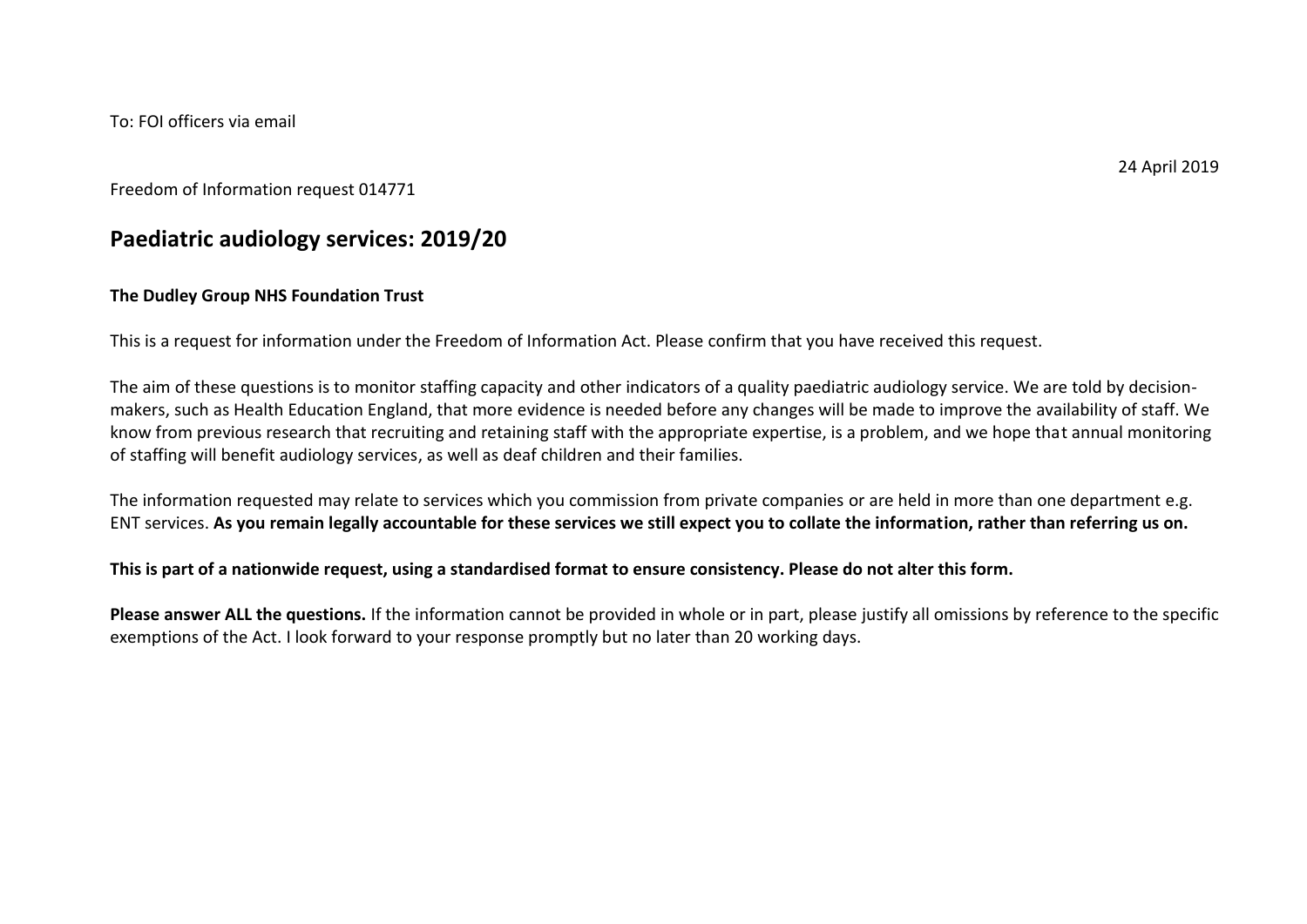To: FOI officers via email

24 April 2019

Freedom of Information request 014771

## Paediatric audiology services: 2019/20

**The Dudley Group NHS Foundation Trust**

This is a request for information under the Freedom of Information Act. Please confirm that you have received this request.

The aim of these questions is to monitor staffing capacity and other indicators of a quality paediatric audiology service. We are told by decision-makers, such as Health Education England, that more evidence is needed before any changes will be made to improve the availability of staff. We know from previous research that recruiting and retaining staff with the appropriate expertise, is a problem, and we hope that annual monitoring of staffing will benefit audiology services, as well as deaf children and their families.

The information requested may relate to services which you commission from private companies or are held in more than one department e.g. ENT services. **As you remain legally accountable for these services we still expect you to collate the information, rather than referring us on.**

**This is part of a nationwide request, using a standardised format to ensure consistency. Please do not alter this form.**

**Please answer ALL the questions.** If the information cannot be provided in whole or in part, please justify all omissions by reference to the specific exemptions of the Act. I look forward to your response promptly but no later than 20 working days.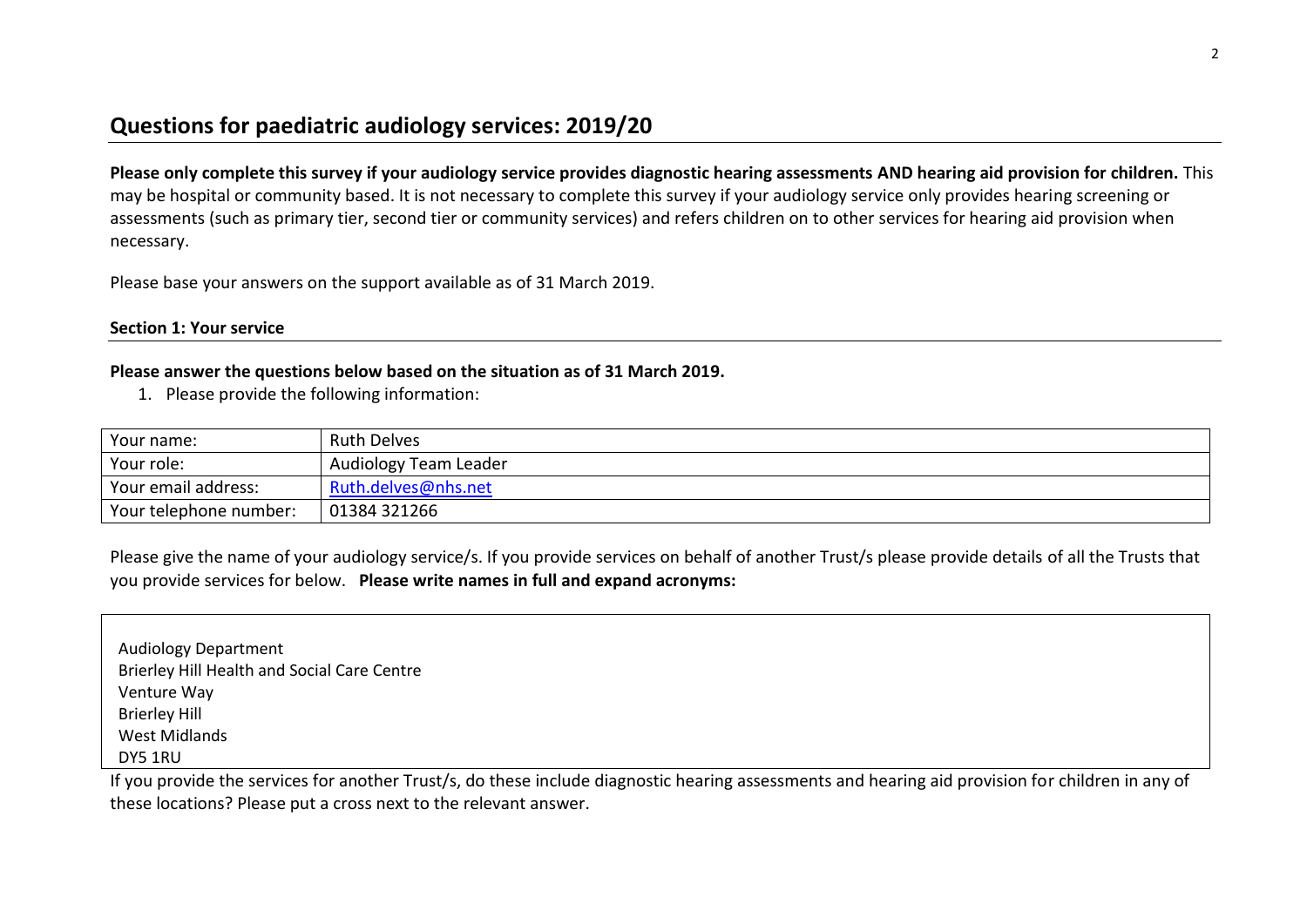## Questions for paediatric audiology services: 2019/20

**Please only complete this survey if your audiology service provides diagnostic hearing assessments AND hearing aid provision for children.** This may be hospital or community based. It is not necessary to complete this survey if your audiology service only provides hearing screening or assessments (such as primary tier, second tier or community services) and refers children on to other services for hearing aid provision when necessary.

Please base your answers on the support available as of 31 March 2019.

### Section 1: Your service

**Please answer the questions below based on the situation as of 31 March 2019.**

1. Please provide the following information:

| Your name: | Ruth Delves |
|---|---|
| Your role: | Audiology Team Leader |
| Your email address: | Ruth.delves@nhs.net |
| Your telephone number: | 01384 321266 |

Please give the name of your audiology service/s. If you provide services on behalf of another Trust/s please provide details of all the Trusts that you provide services for below. **Please write names in full and expand acronyms:**

Audiology Department
Brierley Hill Health and Social Care Centre
Venture Way
Brierley Hill
West Midlands
DY5 1RU

If you provide the services for another Trust/s, do these include diagnostic hearing assessments and hearing aid provision for children in any of these locations? Please put a cross next to the relevant answer.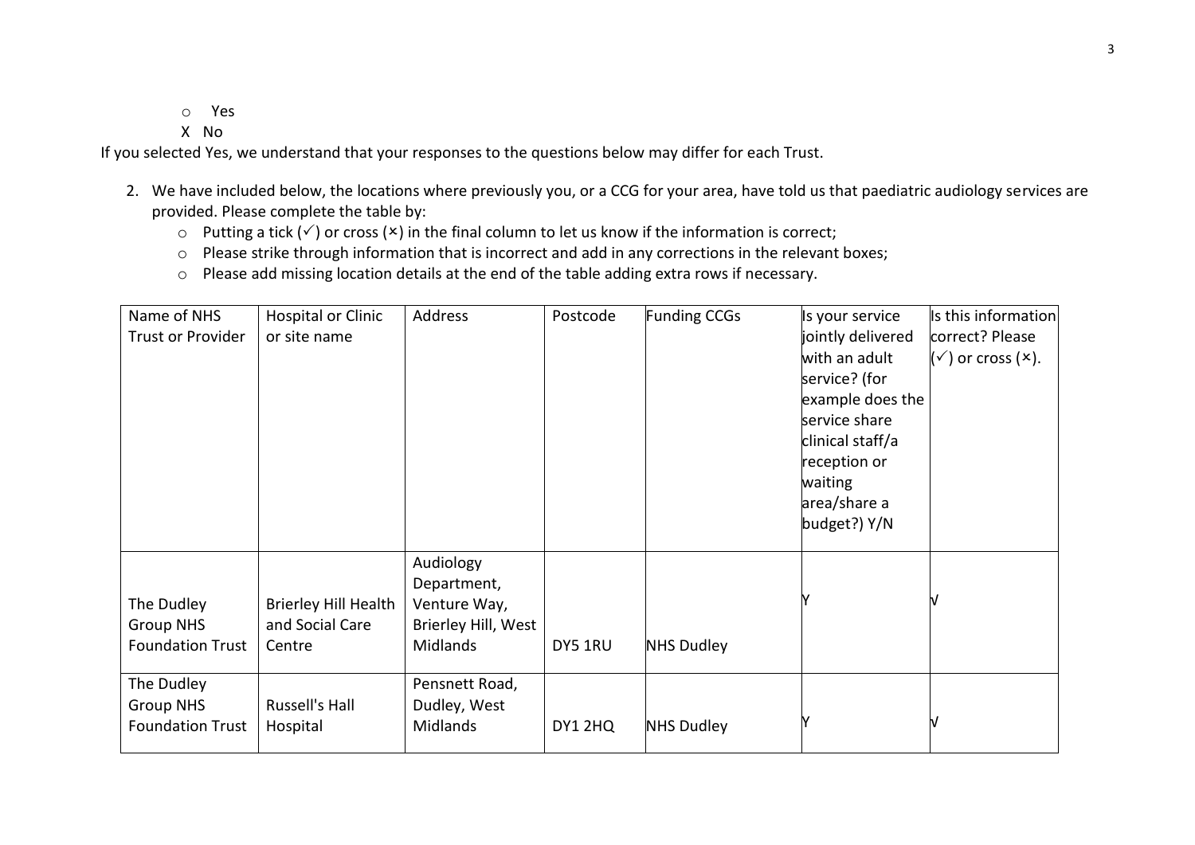- o Yes
- X No

If you selected Yes, we understand that your responses to the questions below may differ for each Trust.

2. We have included below, the locations where previously you, or a CCG for your area, have told us that paediatric audiology services are provided. Please complete the table by:
    - Putting a tick (✓) or cross (×) in the final column to let us know if the information is correct;
    - Please strike through information that is incorrect and add in any corrections in the relevant boxes;
    - Please add missing location details at the end of the table adding extra rows if necessary.

| Name of NHS Trust or Provider | Hospital or Clinic or site name | Address | Postcode | Funding CCGs | Is your service jointly delivered with an adult service? (for example does the service share clinical staff/a reception or waiting area/share a budget?) Y/N | Is this information correct? Please (✓) or cross (×). |
|---|---|---|---|---|---|---|
| The Dudley Group NHS Foundation Trust | Brierley Hill Health and Social Care Centre | Audiology Department, Venture Way, Brierley Hill, West Midlands | DY5 1RU | NHS Dudley | Y | √ |
| The Dudley Group NHS Foundation Trust | Russell's Hall Hospital | Pensnett Road, Dudley, West Midlands | DY1 2HQ | NHS Dudley | Y | √ |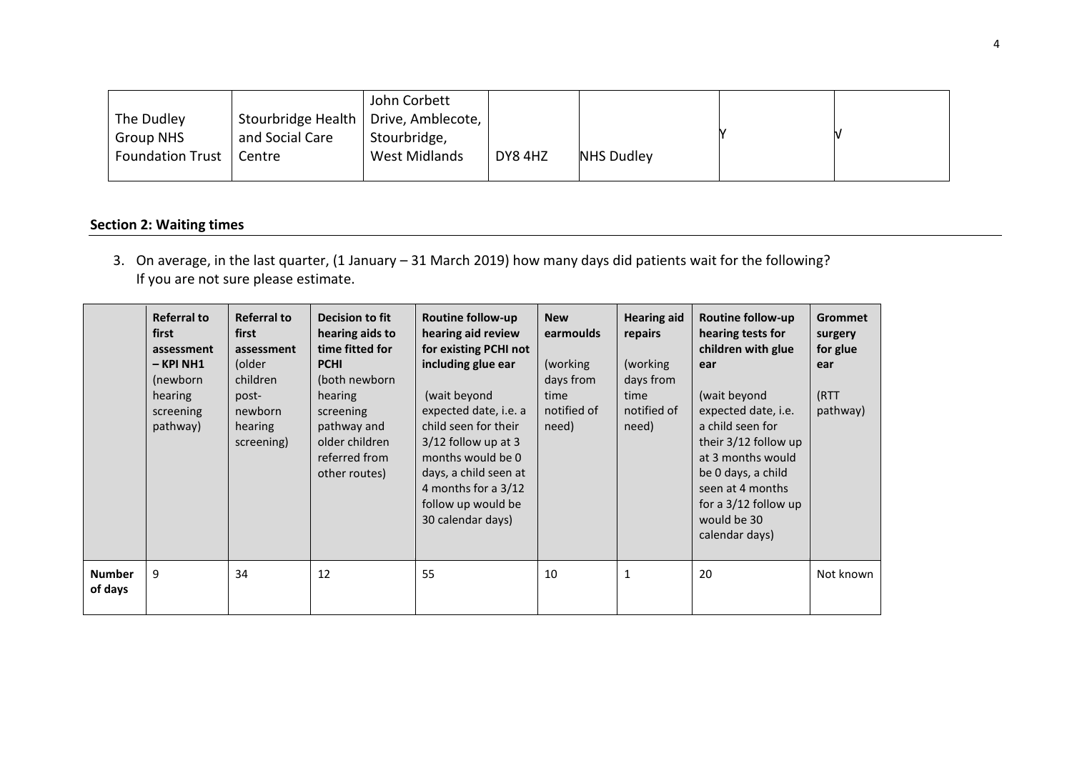| The Dudley Group NHS Foundation Trust | Stourbridge Health and Social Care Centre | John Corbett Drive, Amblecote, Stourbridge, West Midlands | DY8 4HZ | NHS Dudley | Y | N |
|---|---|---|---|---|---|---|

## Section 2: Waiting times

3. On average, in the last quarter, (1 January – 31 March 2019) how many days did patients wait for the following? If you are not sure please estimate.

| | **Referral to first assessment – KPI NH1** (newborn hearing screening pathway) | **Referral to first assessment** (older children post-newborn hearing screening) | **Decision to fit hearing aids to time fitted for PCHI** (both newborn hearing screening pathway and older children referred from other routes) | **Routine follow-up hearing aid review for existing PCHI not including glue ear** (wait beyond expected date, i.e. a child seen for their 3/12 follow up at 3 months would be 0 days, a child seen at 4 months for a 3/12 follow up would be 30 calendar days) | **New earmoulds** (working days from time notified of need) | **Hearing aid repairs** (working days from time notified of need) | **Routine follow-up hearing tests for children with glue ear** (wait beyond expected date, i.e. a child seen for their 3/12 follow up at 3 months would be 0 days, a child seen at 4 months for a 3/12 follow up would be 30 calendar days) | **Grommet surgery for glue ear** (RTT pathway) |
|---|---|---|---|---|---|---|---|---|
| **Number of days** | 9 | 34 | 12 | 55 | 10 | 1 | 20 | Not known |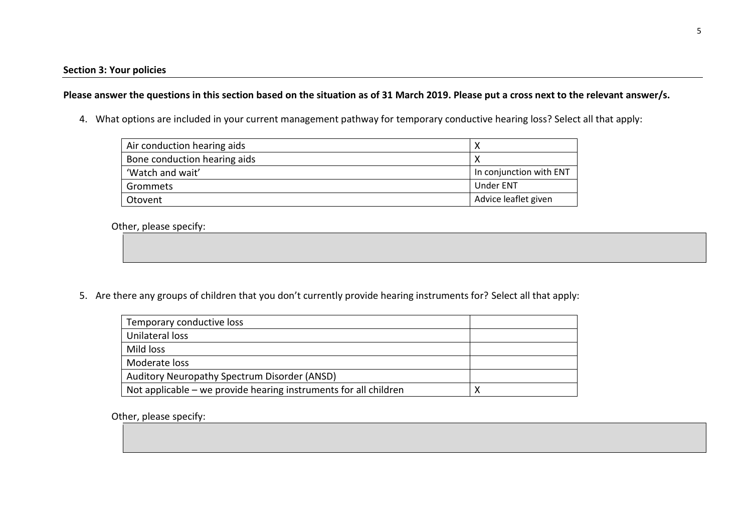**Section 3: Your policies**

**Please answer the questions in this section based on the situation as of 31 March 2019. Please put a cross next to the relevant answer/s.**

4. What options are included in your current management pathway for temporary conductive hearing loss? Select all that apply:

| | |
|---|---|
| Air conduction hearing aids | X |
| Bone conduction hearing aids | X |
| 'Watch and wait' | In conjunction with ENT |
| Grommets | Under ENT |
| Otovent | Advice leaflet given |

Other, please specify:

5. Are there any groups of children that you don't currently provide hearing instruments for? Select all that apply:

| | |
|---|---|
| Temporary conductive loss | |
| Unilateral loss | |
| Mild loss | |
| Moderate loss | |
| Auditory Neuropathy Spectrum Disorder (ANSD) | |
| Not applicable – we provide hearing instruments for all children | X |

Other, please specify: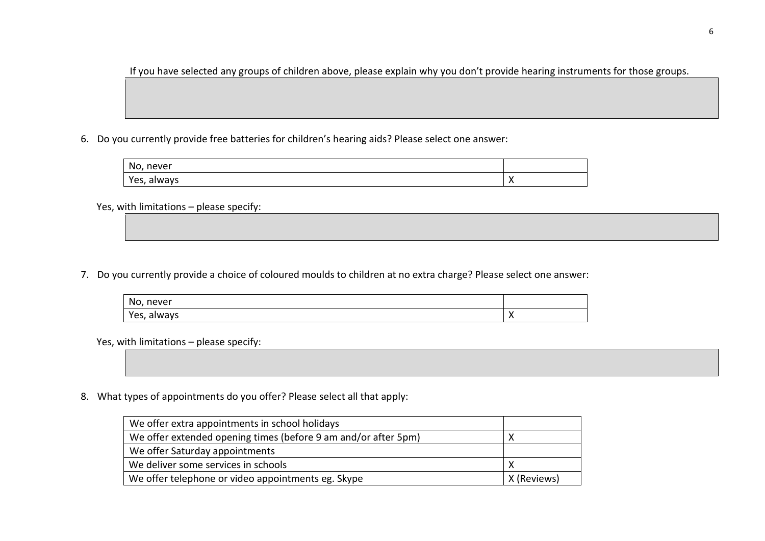If you have selected any groups of children above, please explain why you don't provide hearing instruments for those groups.

6. Do you currently provide free batteries for children's hearing aids? Please select one answer:

| | |
|---|---|
| No, never | |
| Yes, always | X |

Yes, with limitations – please specify:

7. Do you currently provide a choice of coloured moulds to children at no extra charge? Please select one answer:

| | |
|---|---|
| No, never | |
| Yes, always | X |

Yes, with limitations – please specify:

8. What types of appointments do you offer? Please select all that apply:

| | |
|---|---|
| We offer extra appointments in school holidays | |
| We offer extended opening times (before 9 am and/or after 5pm) | X |
| We offer Saturday appointments | |
| We deliver some services in schools | X |
| We offer telephone or video appointments eg. Skype | X (Reviews) |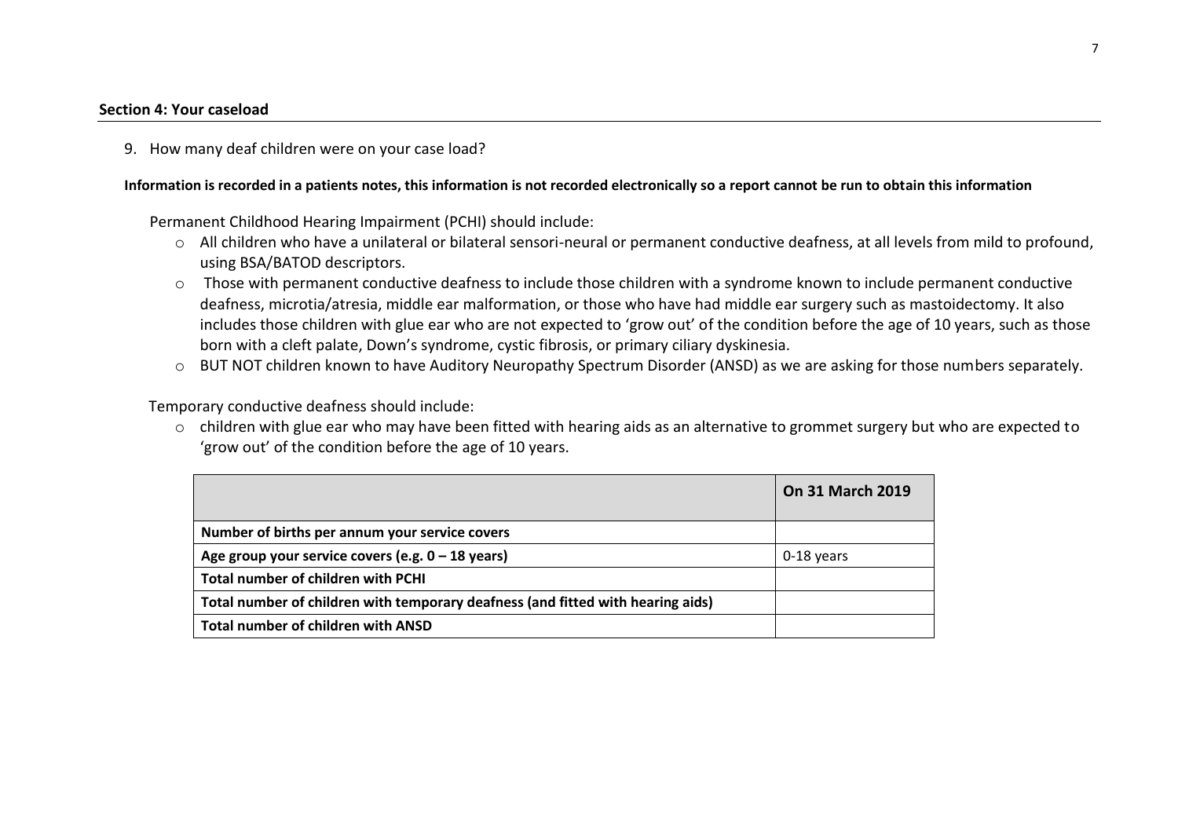**Section 4: Your caseload**

9. How many deaf children were on your case load?

**Information is recorded in a patients notes, this information is not recorded electronically so a report cannot be run to obtain this information**

Permanent Childhood Hearing Impairment (PCHI) should include:

- All children who have a unilateral or bilateral sensori-neural or permanent conductive deafness, at all levels from mild to profound, using BSA/BATOD descriptors.
- Those with permanent conductive deafness to include those children with a syndrome known to include permanent conductive deafness, microtia/atresia, middle ear malformation, or those who have had middle ear surgery such as mastoidectomy. It also includes those children with glue ear who are not expected to 'grow out' of the condition before the age of 10 years, such as those born with a cleft palate, Down's syndrome, cystic fibrosis, or primary ciliary dyskinesia.
- BUT NOT children known to have Auditory Neuropathy Spectrum Disorder (ANSD) as we are asking for those numbers separately.

Temporary conductive deafness should include:

- children with glue ear who may have been fitted with hearing aids as an alternative to grommet surgery but who are expected to 'grow out' of the condition before the age of 10 years.

| | **On 31 March 2019** |
|---|---|
| **Number of births per annum your service covers** | |
| **Age group your service covers (e.g. 0 – 18 years)** | 0-18 years |
| **Total number of children with PCHI** | |
| **Total number of children with temporary deafness (and fitted with hearing aids)** | |
| **Total number of children with ANSD** | |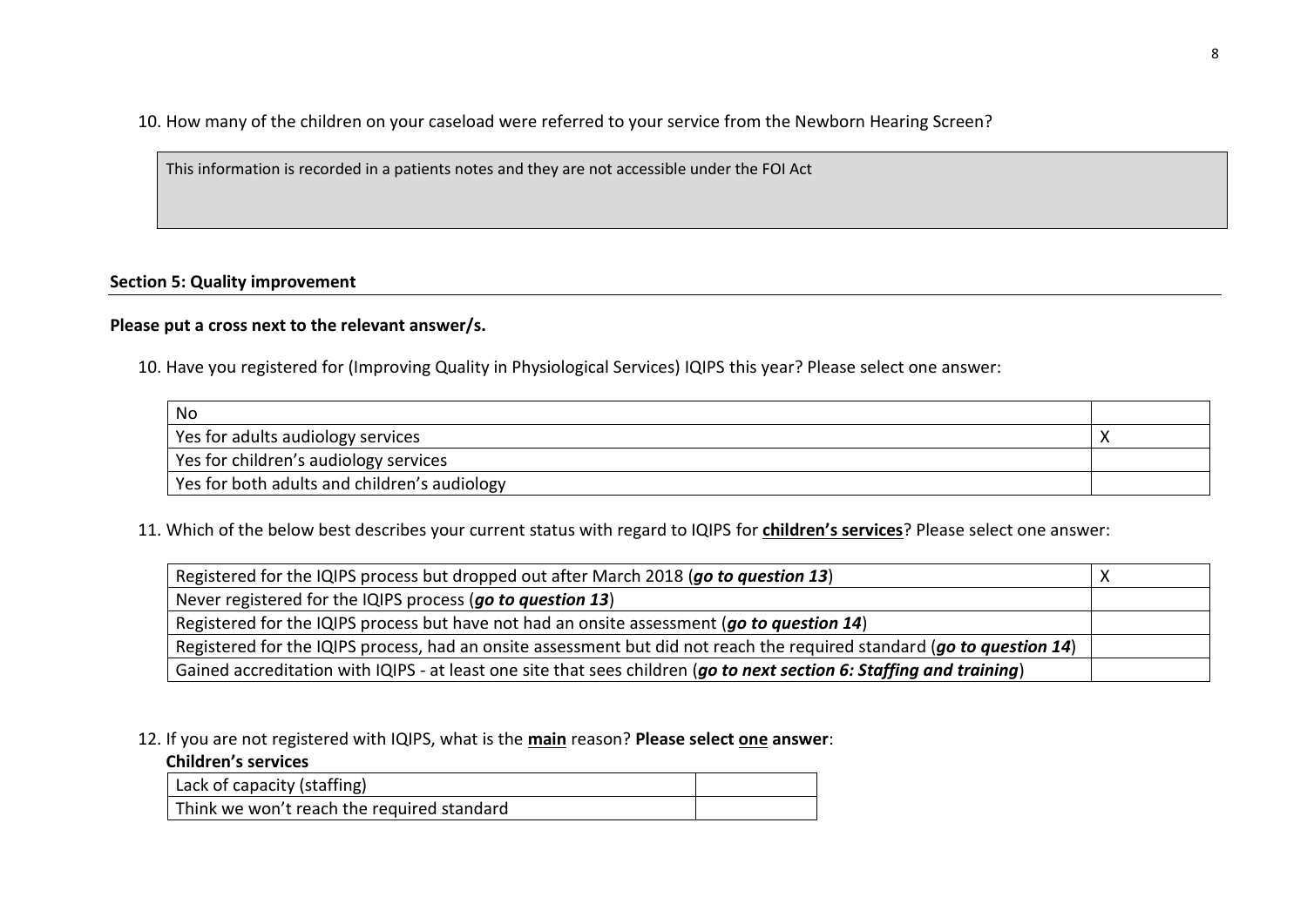10. How many of the children on your caseload were referred to your service from the Newborn Hearing Screen?

| This information is recorded in a patients notes and they are not accessible under the FOI Act |
|---|

**Section 5: Quality improvement**

**Please put a cross next to the relevant answer/s.**

10. Have you registered for (Improving Quality in Physiological Services) IQIPS this year? Please select one answer:

| | |
|---|---|
| No | |
| Yes for adults audiology services | X |
| Yes for children's audiology services | |
| Yes for both adults and children's audiology | |

11. Which of the below best describes your current status with regard to IQIPS for **children's services**? Please select one answer:

| | |
|---|---|
| Registered for the IQIPS process but dropped out after March 2018 (***go to question 13***) | X |
| Never registered for the IQIPS process (***go to question 13***) | |
| Registered for the IQIPS process but have not had an onsite assessment (***go to question 14***) | |
| Registered for the IQIPS process, had an onsite assessment but did not reach the required standard (***go to question 14***) | |
| Gained accreditation with IQIPS - at least one site that sees children (***go to next section 6: Staffing and training***) | |

12. If you are not registered with IQIPS, what is the **main** reason? **Please select one answer**:

**Children's services**

| | |
|---|---|
| Lack of capacity (staffing) | |
| Think we won't reach the required standard | |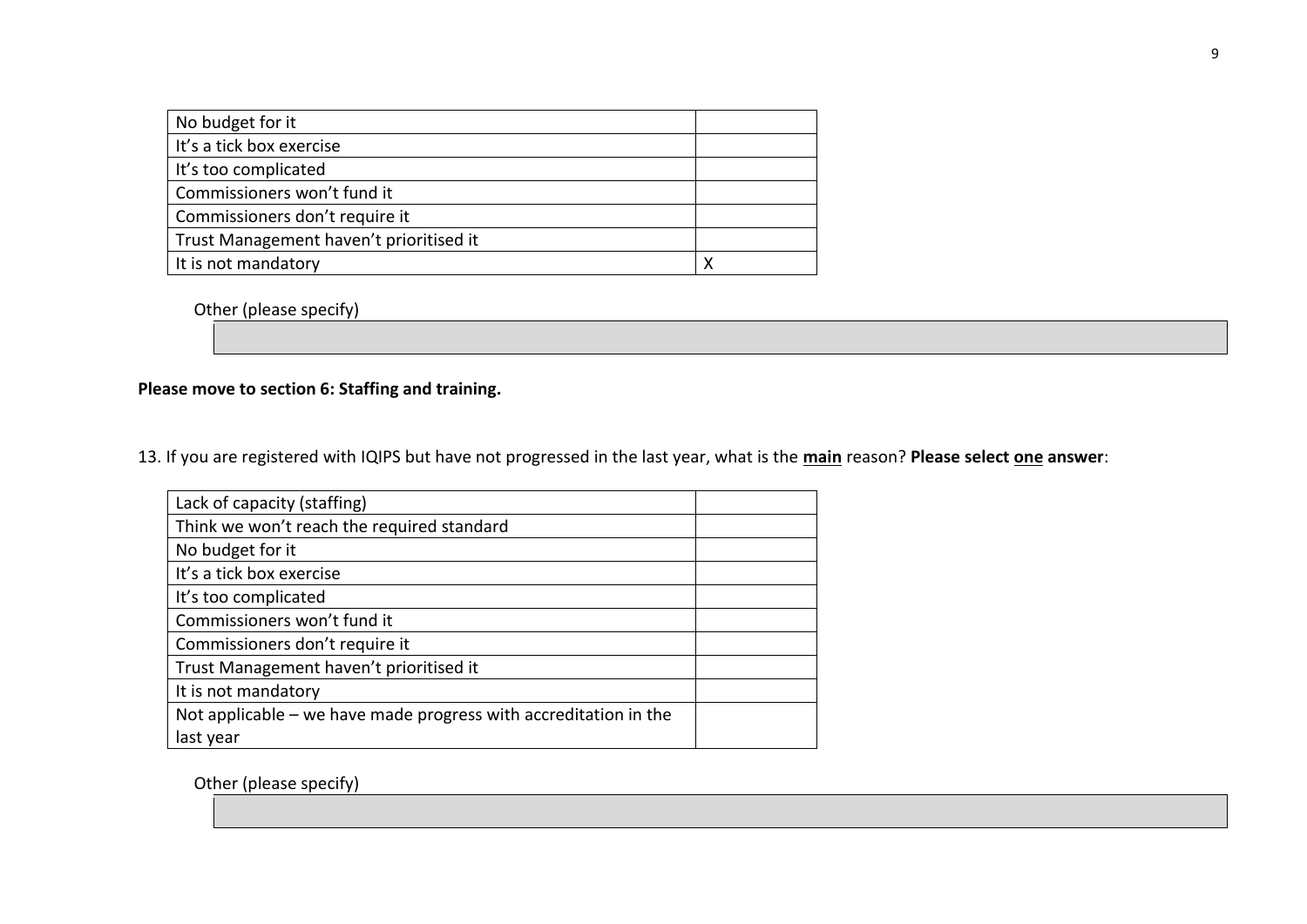| | |
|---|---|
| No budget for it | |
| It's a tick box exercise | |
| It's too complicated | |
| Commissioners won't fund it | |
| Commissioners don't require it | |
| Trust Management haven't prioritised it | |
| It is not mandatory | X |

Other (please specify)

**Please move to section 6: Staffing and training.**

13. If you are registered with IQIPS but have not progressed in the last year, what is the **main** reason? **Please select one answer**:

| | |
|---|---|
| Lack of capacity (staffing) | |
| Think we won't reach the required standard | |
| No budget for it | |
| It's a tick box exercise | |
| It's too complicated | |
| Commissioners won't fund it | |
| Commissioners don't require it | |
| Trust Management haven't prioritised it | |
| It is not mandatory | |
| Not applicable – we have made progress with accreditation in the last year | |

Other (please specify)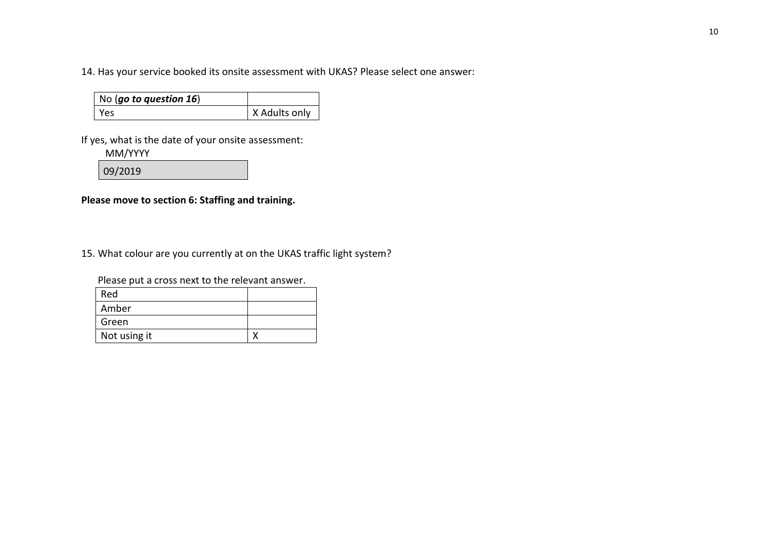14. Has your service booked its onsite assessment with UKAS? Please select one answer:

| No (***go to question 16***) | |
|---|---|
| Yes | X Adults only |

If yes, what is the date of your onsite assessment:

MM/YYYY

| 09/2019 |
|---|

**Please move to section 6: Staffing and training.**

15. What colour are you currently at on the UKAS traffic light system?

Please put a cross next to the relevant answer.

| Red | |
|---|---|
| Amber | |
| Green | |
| Not using it | X |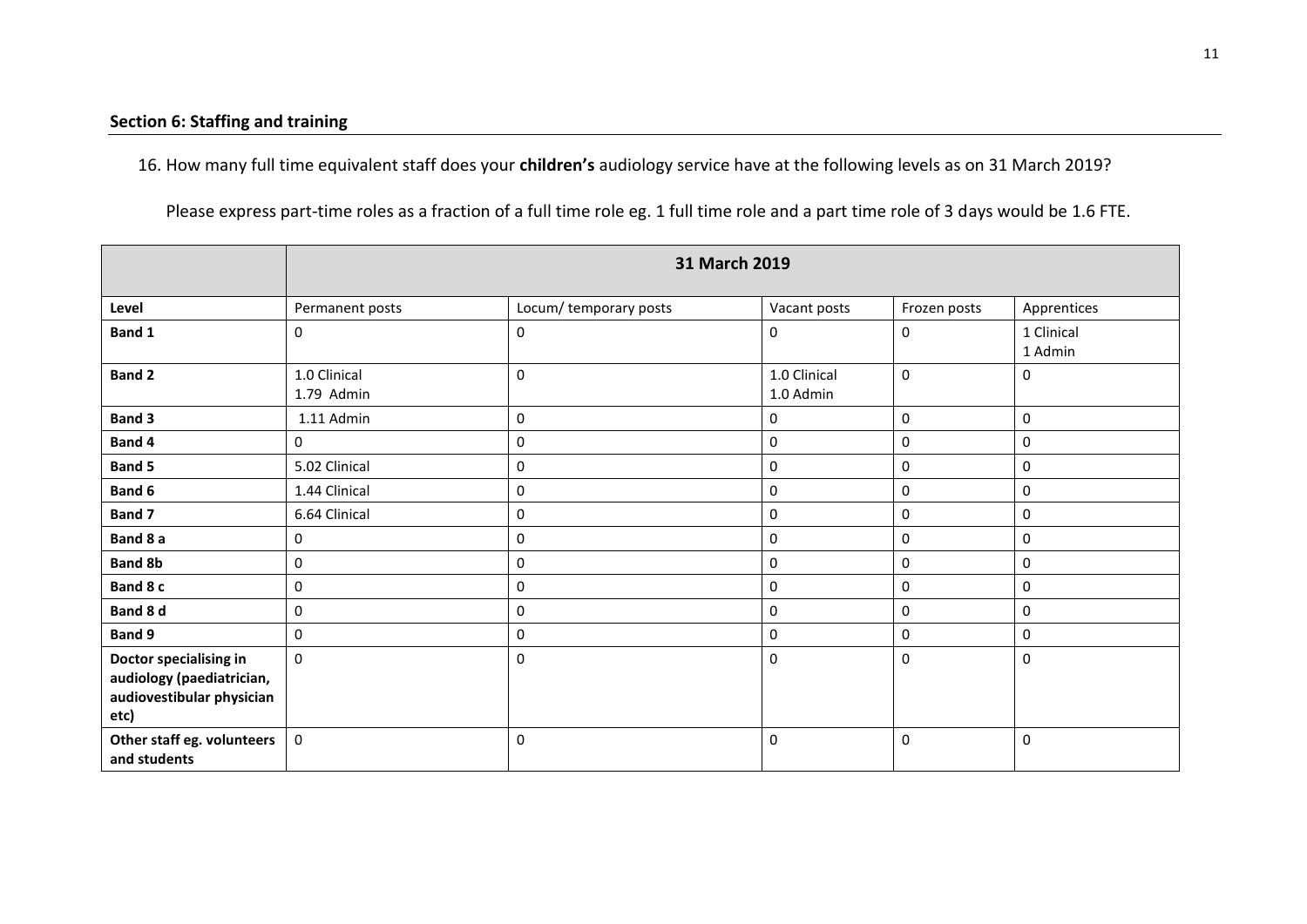## Section 6: Staffing and training

16. How many full time equivalent staff does your **children's** audiology service have at the following levels as on 31 March 2019?

Please express part-time roles as a fraction of a full time role eg. 1 full time role and a part time role of 3 days would be 1.6 FTE.

| | 31 March 2019 | | | | |
|---|---|---|---|---|---|
| **Level** | Permanent posts | Locum/ temporary posts | Vacant posts | Frozen posts | Apprentices |
| **Band 1** | 0 | 0 | 0 | 0 | 1 Clinical<br>1 Admin |
| **Band 2** | 1.0 Clinical<br>1.79 Admin | 0 | 1.0 Clinical<br>1.0 Admin | 0 | 0 |
| **Band 3** | 1.11 Admin | 0 | 0 | 0 | 0 |
| **Band 4** | 0 | 0 | 0 | 0 | 0 |
| **Band 5** | 5.02 Clinical | 0 | 0 | 0 | 0 |
| **Band 6** | 1.44 Clinical | 0 | 0 | 0 | 0 |
| **Band 7** | 6.64 Clinical | 0 | 0 | 0 | 0 |
| **Band 8 a** | 0 | 0 | 0 | 0 | 0 |
| **Band 8b** | 0 | 0 | 0 | 0 | 0 |
| **Band 8 c** | 0 | 0 | 0 | 0 | 0 |
| **Band 8 d** | 0 | 0 | 0 | 0 | 0 |
| **Band 9** | 0 | 0 | 0 | 0 | 0 |
| **Doctor specialising in audiology (paediatrician, audiovestibular physician etc)** | 0 | 0 | 0 | 0 | 0 |
| **Other staff eg. volunteers and students** | 0 | 0 | 0 | 0 | 0 |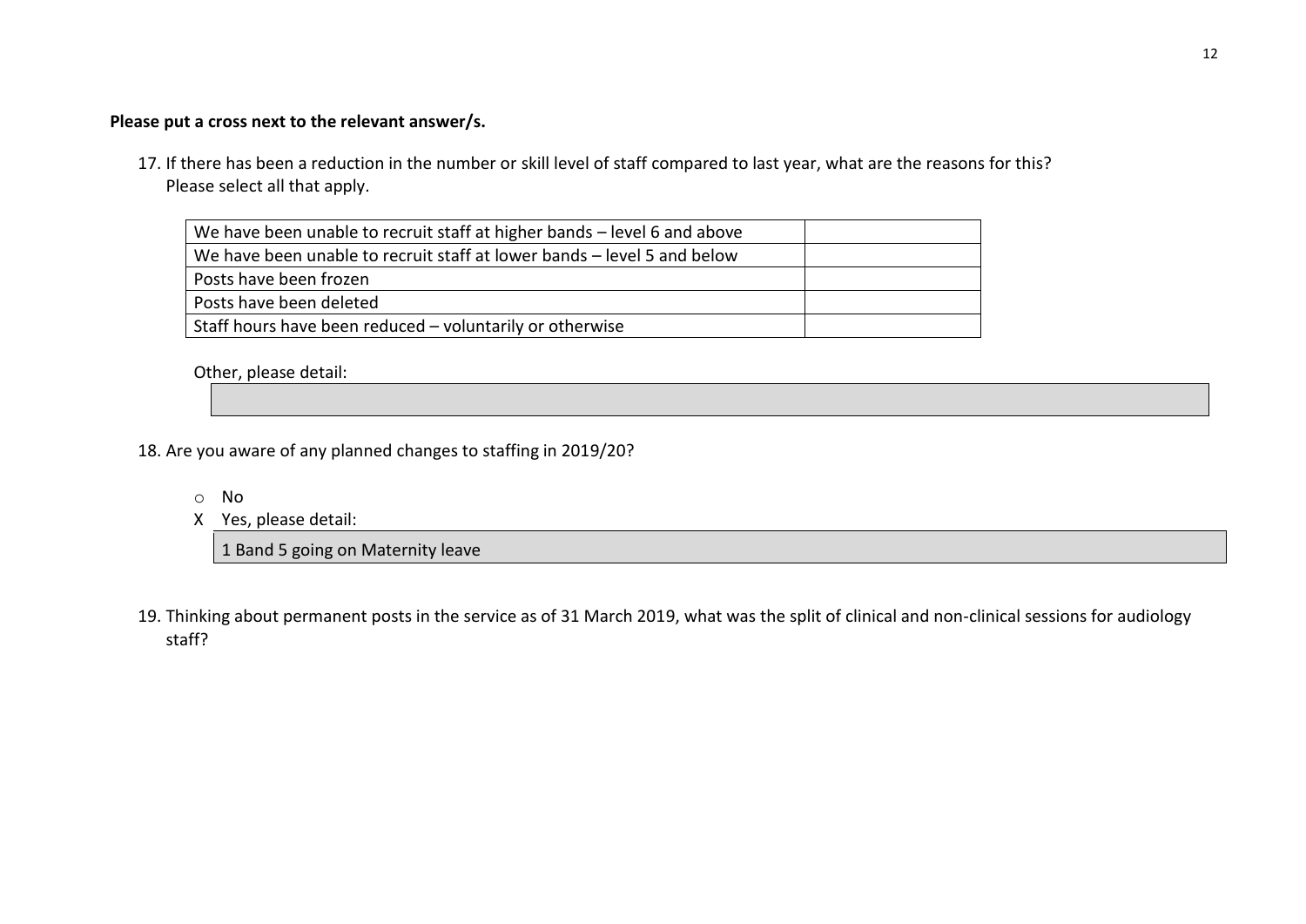**Please put a cross next to the relevant answer/s.**

17. If there has been a reduction in the number or skill level of staff compared to last year, what are the reasons for this? Please select all that apply.

| | |
|---|---|
| We have been unable to recruit staff at higher bands – level 6 and above | |
| We have been unable to recruit staff at lower bands – level 5 and below | |
| Posts have been frozen | |
| Posts have been deleted | |
| Staff hours have been reduced – voluntarily or otherwise | |

Other, please detail:

18. Are you aware of any planned changes to staffing in 2019/20?

- o No
- X Yes, please detail:

1 Band 5 going on Maternity leave

19. Thinking about permanent posts in the service as of 31 March 2019, what was the split of clinical and non-clinical sessions for audiology staff?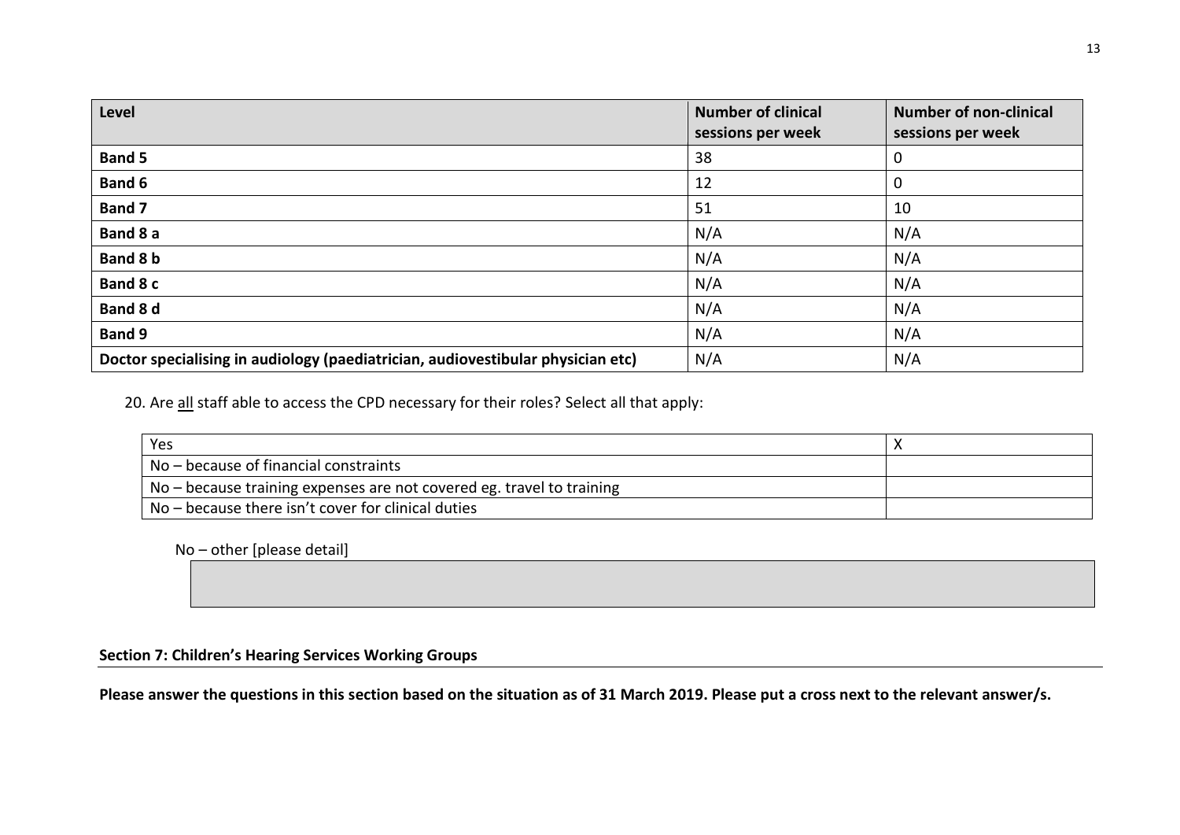| Level | Number of clinical sessions per week | Number of non-clinical sessions per week |
|---|---|---|
| **Band 5** | 38 | 0 |
| **Band 6** | 12 | 0 |
| **Band 7** | 51 | 10 |
| **Band 8 a** | N/A | N/A |
| **Band 8 b** | N/A | N/A |
| **Band 8 c** | N/A | N/A |
| **Band 8 d** | N/A | N/A |
| **Band 9** | N/A | N/A |
| **Doctor specialising in audiology (paediatrician, audiovestibular physician etc)** | N/A | N/A |

20. Are <u>all</u> staff able to access the CPD necessary for their roles? Select all that apply:

| | |
|---|---|
| Yes | X |
| No – because of financial constraints | |
| No – because training expenses are not covered eg. travel to training | |
| No – because there isn't cover for clinical duties | |

No – other [please detail]

| |
|---|
| |

**Section 7: Children's Hearing Services Working Groups**

**Please answer the questions in this section based on the situation as of 31 March 2019. Please put a cross next to the relevant answer/s.**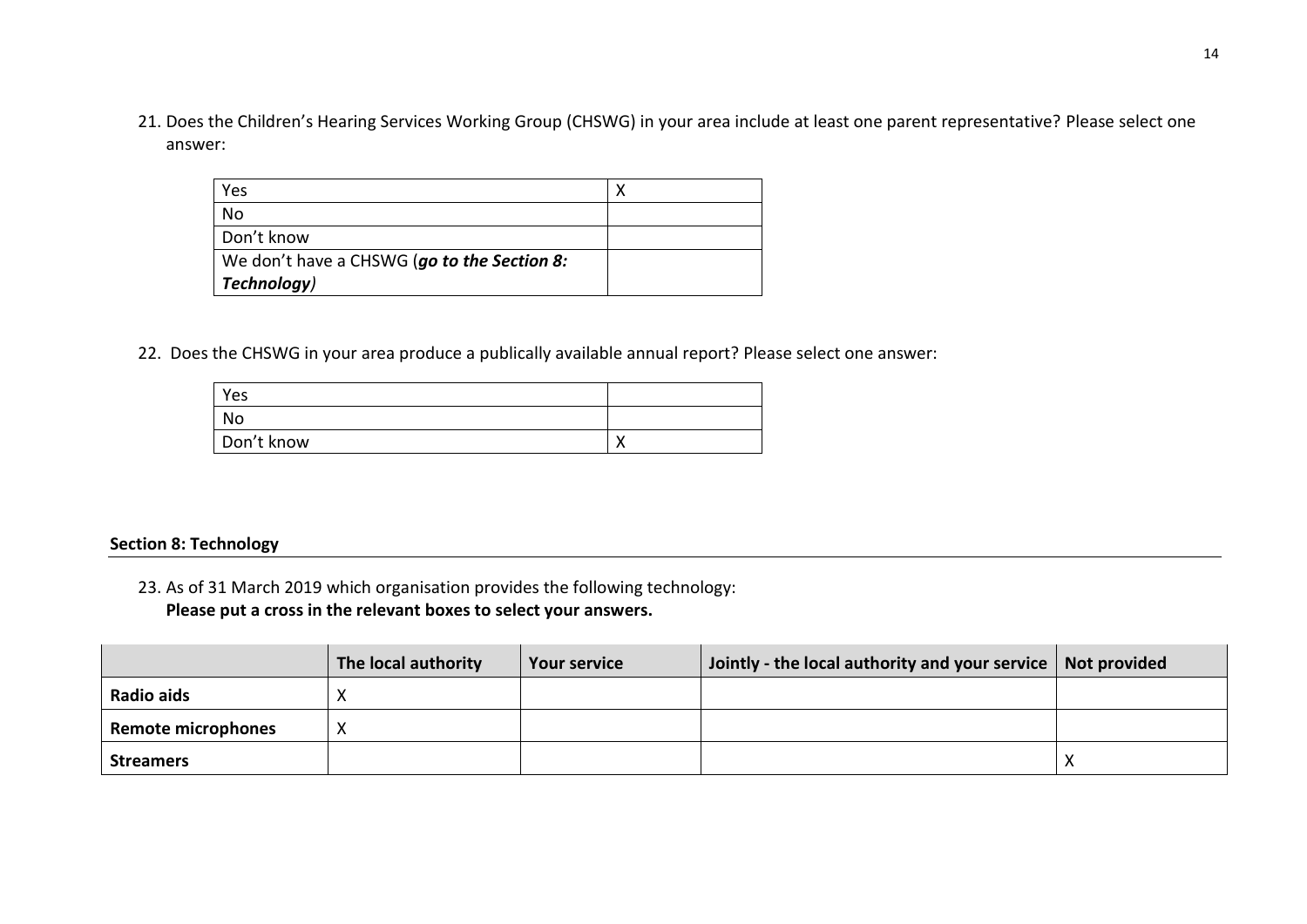21. Does the Children's Hearing Services Working Group (CHSWG) in your area include at least one parent representative? Please select one answer:

| | |
|---|---|
| Yes | X |
| No | |
| Don't know | |
| We don't have a CHSWG (***go to the Section 8: Technology***) | |

22. Does the CHSWG in your area produce a publically available annual report? Please select one answer:

| | |
|---|---|
| Yes | |
| No | |
| Don't know | X |

**Section 8: Technology**

23. As of 31 March 2019 which organisation provides the following technology:
**Please put a cross in the relevant boxes to select your answers.**

| | The local authority | Your service | Jointly - the local authority and your service | Not provided |
|---|---|---|---|---|
| **Radio aids** | X | | | |
| **Remote microphones** | X | | | |
| **Streamers** | | | | X |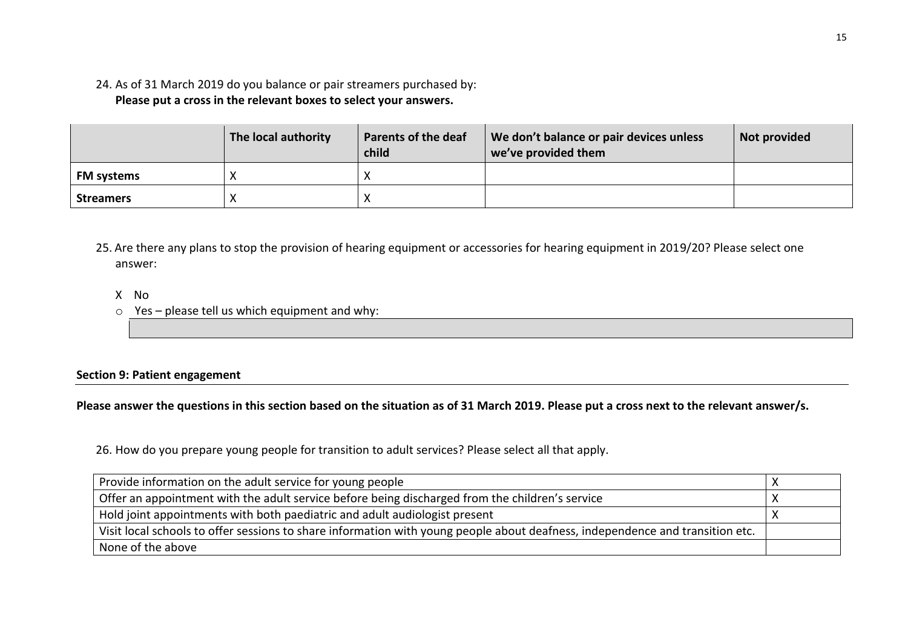24. As of 31 March 2019 do you balance or pair streamers purchased by:
**Please put a cross in the relevant boxes to select your answers.**

| | The local authority | Parents of the deaf child | We don't balance or pair devices unless we've provided them | Not provided |
|---|---|---|---|---|
| **FM systems** | X | X | | |
| **Streamers** | X | X | | |

25. Are there any plans to stop the provision of hearing equipment or accessories for hearing equipment in 2019/20? Please select one answer:

- X No
- o Yes – please tell us which equipment and why:

**Section 9: Patient engagement**

**Please answer the questions in this section based on the situation as of 31 March 2019. Please put a cross next to the relevant answer/s.**

26. How do you prepare young people for transition to adult services? Please select all that apply.

| | |
|---|---|
| Provide information on the adult service for young people | X |
| Offer an appointment with the adult service before being discharged from the children's service | X |
| Hold joint appointments with both paediatric and adult audiologist present | X |
| Visit local schools to offer sessions to share information with young people about deafness, independence and transition etc. | |
| None of the above | |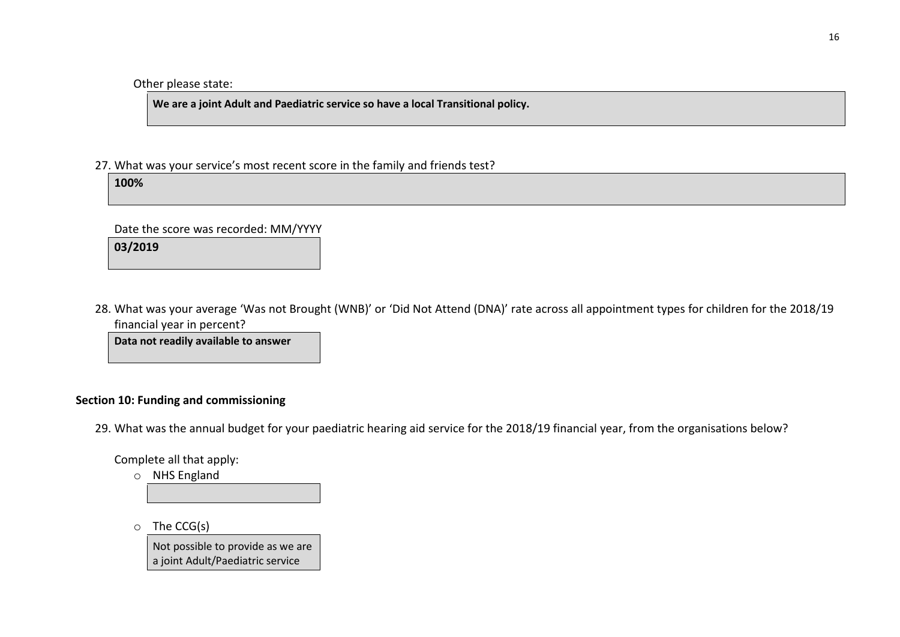Other please state:

**We are a joint Adult and Paediatric service so have a local Transitional policy.**

27. What was your service's most recent score in the family and friends test?

**100%**

Date the score was recorded: MM/YYYY

**03/2019**

28. What was your average 'Was not Brought (WNB)' or 'Did Not Attend (DNA)' rate across all appointment types for children for the 2018/19 financial year in percent?

**Data not readily available to answer**

**Section 10: Funding and commissioning**

29. What was the annual budget for your paediatric hearing aid service for the 2018/19 financial year, from the organisations below?

Complete all that apply:

- NHS England

- The CCG(s)

  Not possible to provide as we are a joint Adult/Paediatric service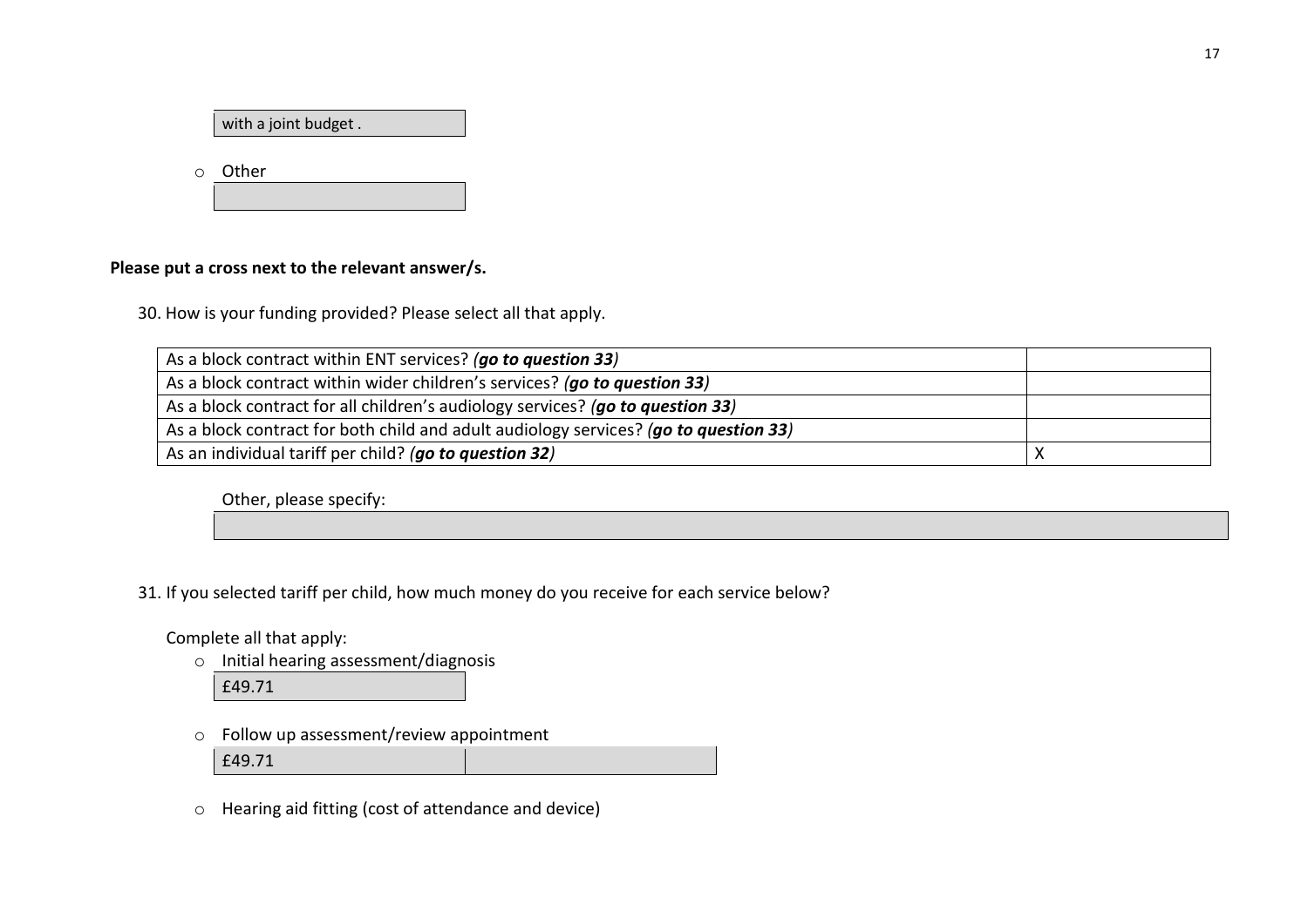with a joint budget .

- Other

Please put a cross next to the relevant answer/s.

30. How is your funding provided? Please select all that apply.

| | |
|---|---|
| As a block contract within ENT services? ***(go to question 33)*** | |
| As a block contract within wider children's services? ***(go to question 33)*** | |
| As a block contract for all children's audiology services? ***(go to question 33)*** | |
| As a block contract for both child and adult audiology services? ***(go to question 33)*** | |
| As an individual tariff per child? ***(go to question 32)*** | X |

Other, please specify:

31. If you selected tariff per child, how much money do you receive for each service below?

Complete all that apply:

- Initial hearing assessment/diagnosis
  
  £49.71

- Follow up assessment/review appointment
  
  £49.71

- Hearing aid fitting (cost of attendance and device)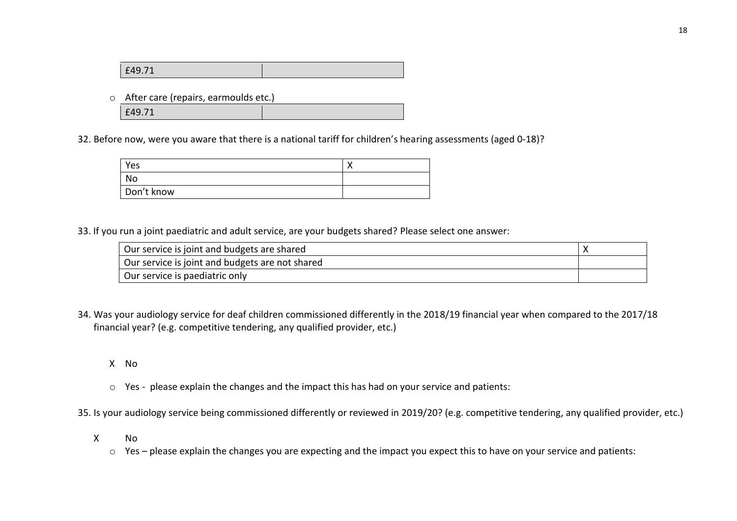| | |
|---|---|
| £49.71 | |

- After care (repairs, earmoulds etc.)

| | |
|---|---|
| £49.71 | |

32. Before now, were you aware that there is a national tariff for children's hearing assessments (aged 0-18)?

| | |
|---|---|
| Yes | X |
| No | |
| Don't know | |

33. If you run a joint paediatric and adult service, are your budgets shared? Please select one answer:

| | |
|---|---|
| Our service is joint and budgets are shared | X |
| Our service is joint and budgets are not shared | |
| Our service is paediatric only | |

34. Was your audiology service for deaf children commissioned differently in the 2018/19 financial year when compared to the 2017/18 financial year? (e.g. competitive tendering, any qualified provider, etc.)

X No

- Yes - please explain the changes and the impact this has had on your service and patients:

35. Is your audiology service being commissioned differently or reviewed in 2019/20? (e.g. competitive tendering, any qualified provider, etc.)

X No

- Yes – please explain the changes you are expecting and the impact you expect this to have on your service and patients: